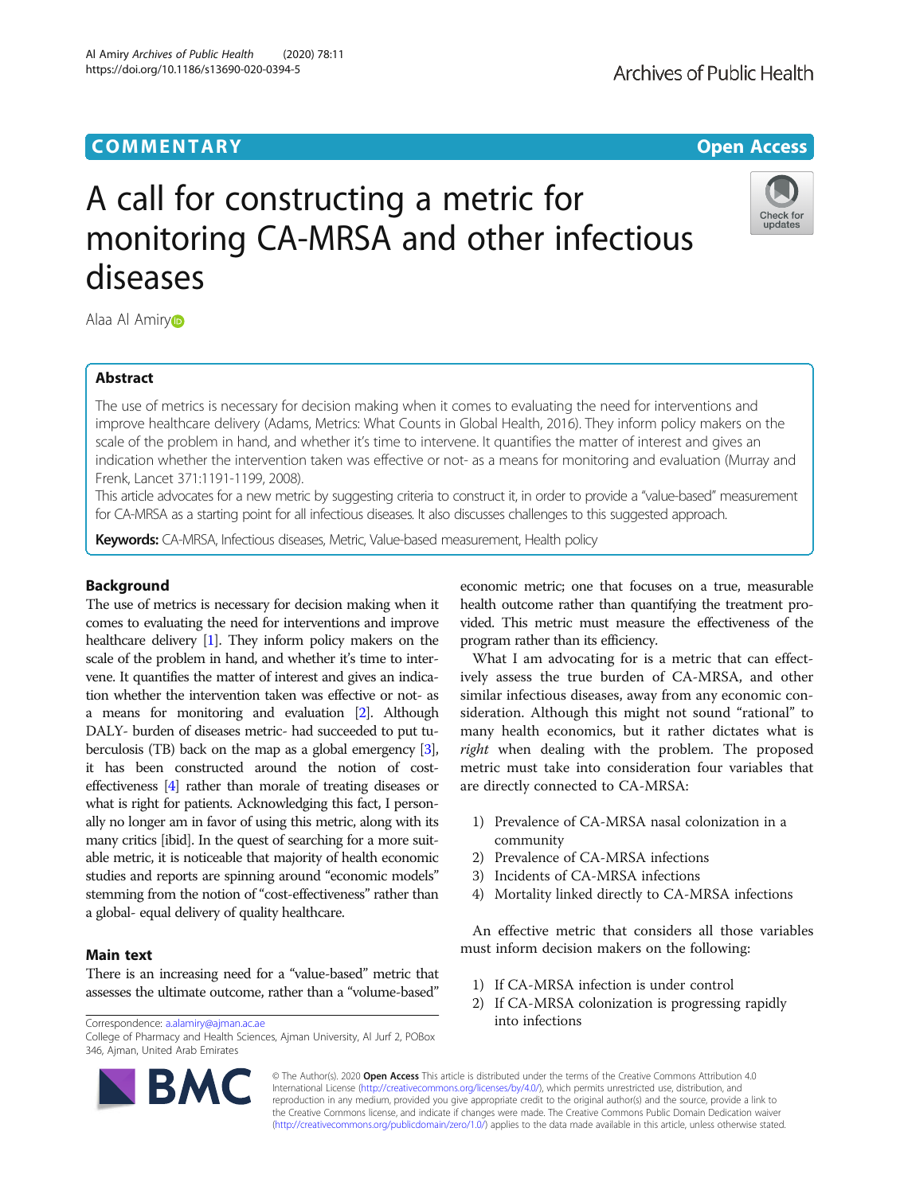## COMMENTARY

# A call for constructing a metric for monitoring CA-MRSA and other infectious diseases

Alaa Al Amiry

## Abstract

The use of metrics is necessary for decision making when it comes to evaluating the need for interventions and improve healthcare delivery (Adams, Metrics: What Counts in Global Health, 2016). They inform policy makers on the scale of the problem in hand, and whether it's time to intervene. It quantifies the matter of interest and gives an indication whether the intervention taken was effective or not- as a means for monitoring and evaluation (Murray and Frenk, Lancet 371:1191-1199, 2008).

This article advocates for a new metric by suggesting criteria to construct it, in order to provide a "value-based" measurement for CA-MRSA as a starting point for all infectious diseases. It also discusses challenges to this suggested approach.

**Keywords:** CA-MRSA, Infectious diseases, Metric, Value-based measurement, Health policy

## Background

The use of metrics is necessary for decision making when it comes to evaluating the need for interventions and improve healthcare delivery [1]. They inform policy makers on the scale of the problem in hand, and whether it's time to intervene. It quantifies the matter of interest and gives an indication whether the intervention taken was effective or not- as a means for monitoring and evaluation [2]. Although DALY- burden of diseases metric- had succeeded to put tuberculosis (TB) back on the map as a global emergency [3], it has been constructed around the notion of cost-effectiveness [4] rather than morale of treating diseases or what is right for patients. Acknowledging this fact, I personally no longer am in favor of using this metric, along with its many critics [ibid]. In the quest of searching for a more suitable metric, it is noticeable that majority of health economic studies and reports are spinning around "economic models" stemming from the notion of "cost-effectiveness" rather than a global- equal delivery of quality healthcare.

## Main text

There is an increasing need for a "value-based" metric that assesses the ultimate outcome, rather than a "volume-based" economic metric; one that focuses on a true, measurable health outcome rather than quantifying the treatment provided. This metric must measure the effectiveness of the program rather than its efficiency.

What I am advocating for is a metric that can effectively assess the true burden of CA-MRSA, and other similar infectious diseases, away from any economic consideration. Although this might not sound "rational" to many health economics, but it rather dictates what is *right* when dealing with the problem. The proposed metric must take into consideration four variables that are directly connected to CA-MRSA:

1) Prevalence of CA-MRSA nasal colonization in a community
2) Prevalence of CA-MRSA infections
3) Incidents of CA-MRSA infections
4) Mortality linked directly to CA-MRSA infections

An effective metric that considers all those variables must inform decision makers on the following:

1) If CA-MRSA infection is under control
2) If CA-MRSA colonization is progressing rapidly into infections

Correspondence: a.alamiry@ajman.ac.ae
College of Pharmacy and Health Sciences, Ajman University, Al Jurf 2, POBox 346, Ajman, United Arab Emirates

© The Author(s). 2020 **Open Access** This article is distributed under the terms of the Creative Commons Attribution 4.0 International License (http://creativecommons.org/licenses/by/4.0/), which permits unrestricted use, distribution, and reproduction in any medium, provided you give appropriate credit to the original author(s) and the source, provide a link to the Creative Commons license, and indicate if changes were made. The Creative Commons Public Domain Dedication waiver (http://creativecommons.org/publicdomain/zero/1.0/) applies to the data made available in this article, unless otherwise stated.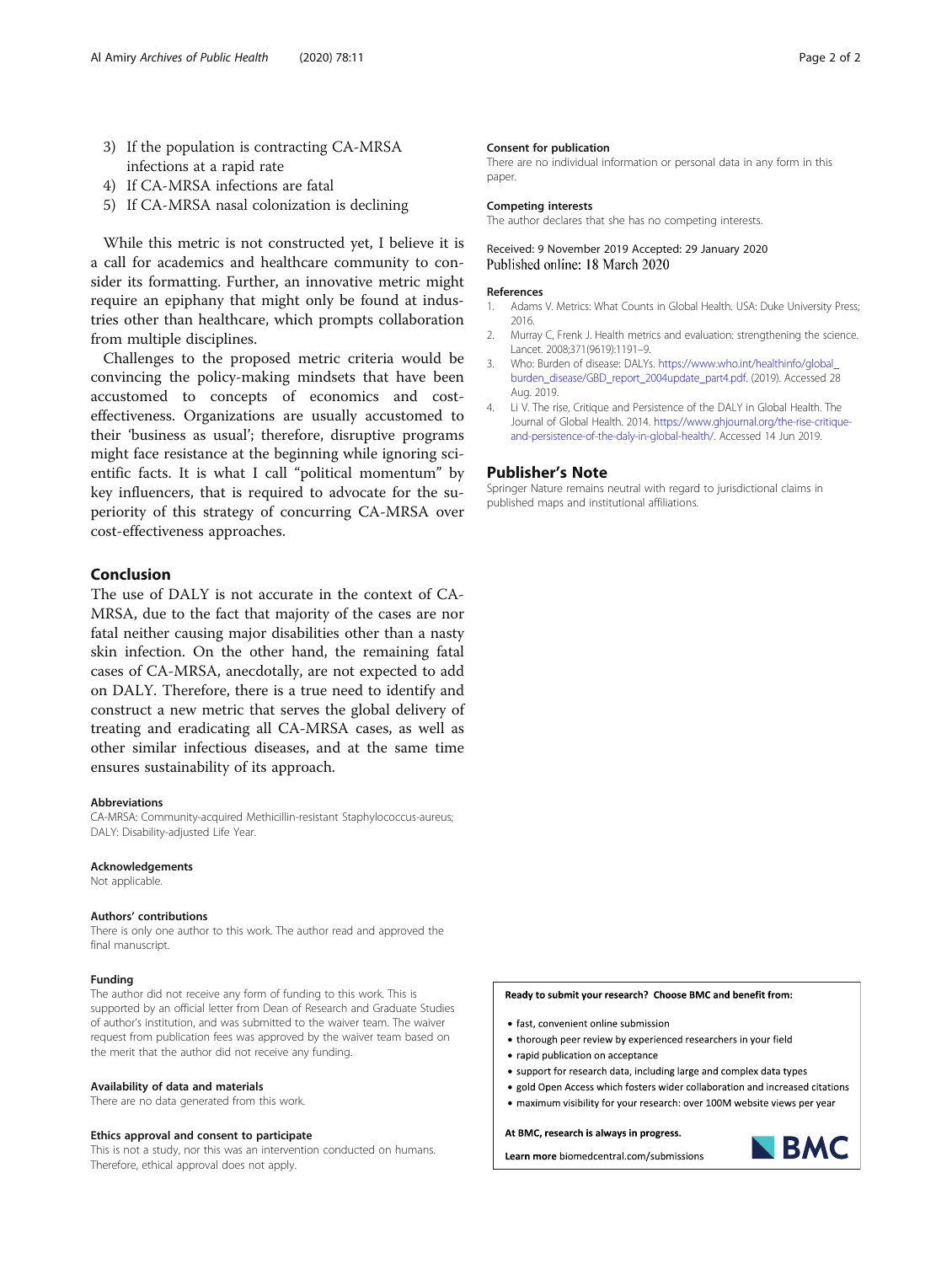3) If the population is contracting CA-MRSA infections at a rapid rate
4) If CA-MRSA infections are fatal
5) If CA-MRSA nasal colonization is declining

While this metric is not constructed yet, I believe it is a call for academics and healthcare community to consider its formatting. Further, an innovative metric might require an epiphany that might only be found at industries other than healthcare, which prompts collaboration from multiple disciplines.

Challenges to the proposed metric criteria would be convincing the policy-making mindsets that have been accustomed to concepts of economics and cost-effectiveness. Organizations are usually accustomed to their 'business as usual'; therefore, disruptive programs might face resistance at the beginning while ignoring scientific facts. It is what I call "political momentum" by key influencers, that is required to advocate for the superiority of this strategy of concurring CA-MRSA over cost-effectiveness approaches.

## Conclusion

The use of DALY is not accurate in the context of CA-MRSA, due to the fact that majority of the cases are nor fatal neither causing major disabilities other than a nasty skin infection. On the other hand, the remaining fatal cases of CA-MRSA, anecdotally, are not expected to add on DALY. Therefore, there is a true need to identify and construct a new metric that serves the global delivery of treating and eradicating all CA-MRSA cases, as well as other similar infectious diseases, and at the same time ensures sustainability of its approach.

### Abbreviations

CA-MRSA: Community-acquired Methicillin-resistant Staphylococcus-aureus; DALY: Disability-adjusted Life Year.

### Acknowledgements

Not applicable.

### Authors' contributions

There is only one author to this work. The author read and approved the final manuscript.

### Funding

The author did not receive any form of funding to this work. This is supported by an official letter from Dean of Research and Graduate Studies of author's institution, and was submitted to the waiver team. The waiver request from publication fees was approved by the waiver team based on the merit that the author did not receive any funding.

### Availability of data and materials

There are no data generated from this work.

### Ethics approval and consent to participate

This is not a study, nor this was an intervention conducted on humans. Therefore, ethical approval does not apply.

### Consent for publication

There are no individual information or personal data in any form in this paper.

### Competing interests

The author declares that she has no competing interests.

Received: 9 November 2019 Accepted: 29 January 2020
Published online: 18 March 2020

### References

1. Adams V. Metrics: What Counts in Global Health. USA: Duke University Press; 2016.
2. Murray C, Frenk J. Health metrics and evaluation: strengthening the science. Lancet. 2008;371(9619):1191–9.
3. Who: Burden of disease: DALYs. https://www.who.int/healthinfo/global_burden_disease/GBD_report_2004update_part4.pdf. (2019). Accessed 28 Aug. 2019.
4. Li V. The rise, Critique and Persistence of the DALY in Global Health. The Journal of Global Health. 2014. https://www.ghjournal.org/the-rise-critique-and-persistence-of-the-daly-in-global-health/. Accessed 14 Jun 2019.

## Publisher's Note

Springer Nature remains neutral with regard to jurisdictional claims in published maps and institutional affiliations.

**Ready to submit your research? Choose BMC and benefit from:**

- fast, convenient online submission
- thorough peer review by experienced researchers in your field
- rapid publication on acceptance
- support for research data, including large and complex data types
- gold Open Access which fosters wider collaboration and increased citations
- maximum visibility for your research: over 100M website views per year

**At BMC, research is always in progress.**

**Learn more** biomedcentral.com/submissions